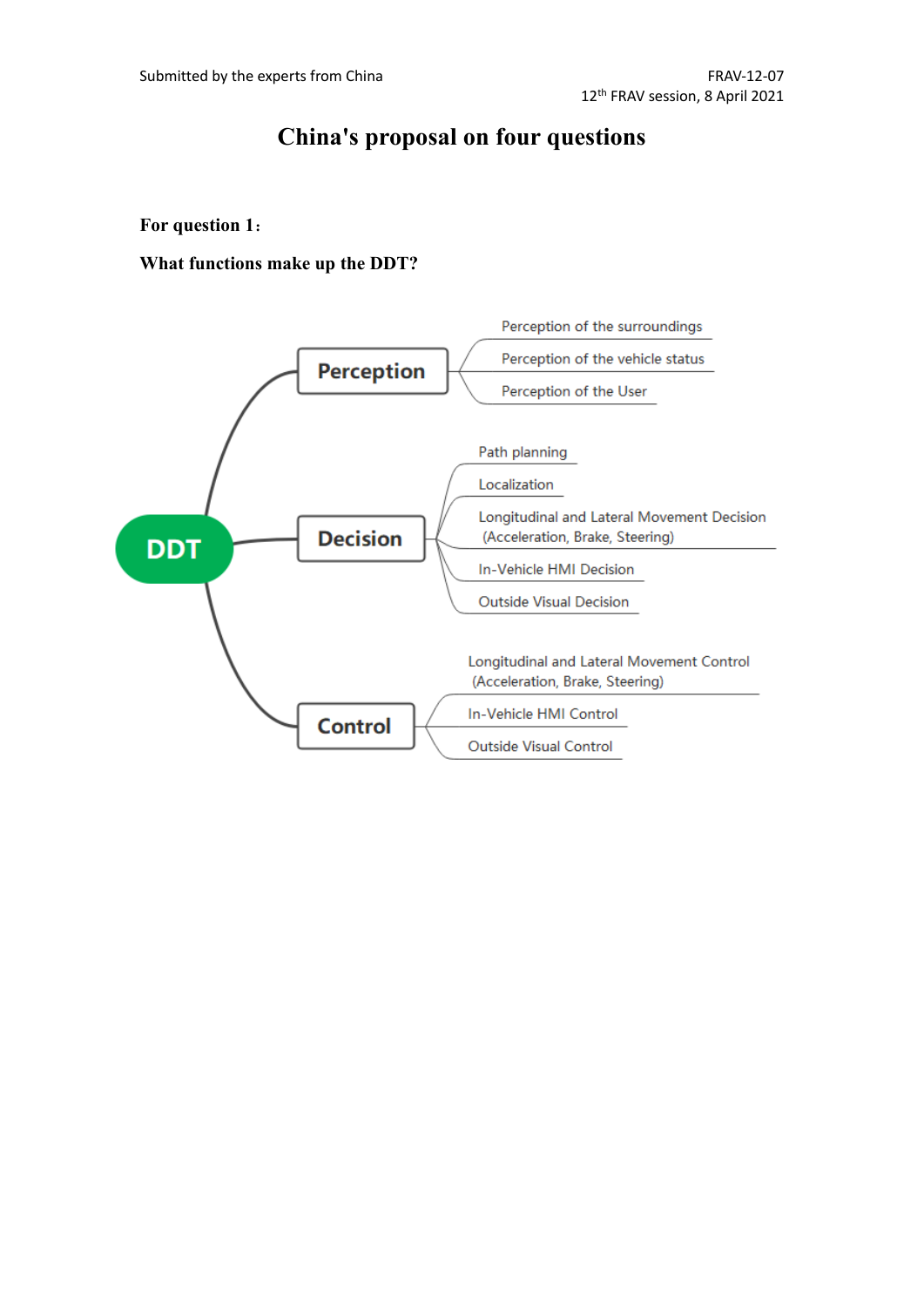Submitted by the experts from China

FRAV-12-07
12th FRAV session, 8 April 2021

# China's proposal on four questions

**For question 1：**

**What functions make up the DDT?**

- **DDT**
  - **Perception**
    - Perception of the surroundings
    - Perception of the vehicle status
    - Perception of the User
  - **Decision**
    - Path planning
    - Localization
    - Longitudinal and Lateral Movement Decision (Acceleration, Brake, Steering)
    - In-Vehicle HMI Decision
    - Outside Visual Decision
  - **Control**
    - Longitudinal and Lateral Movement Control (Acceleration, Brake, Steering)
    - In-Vehicle HMI Control
    - Outside Visual Control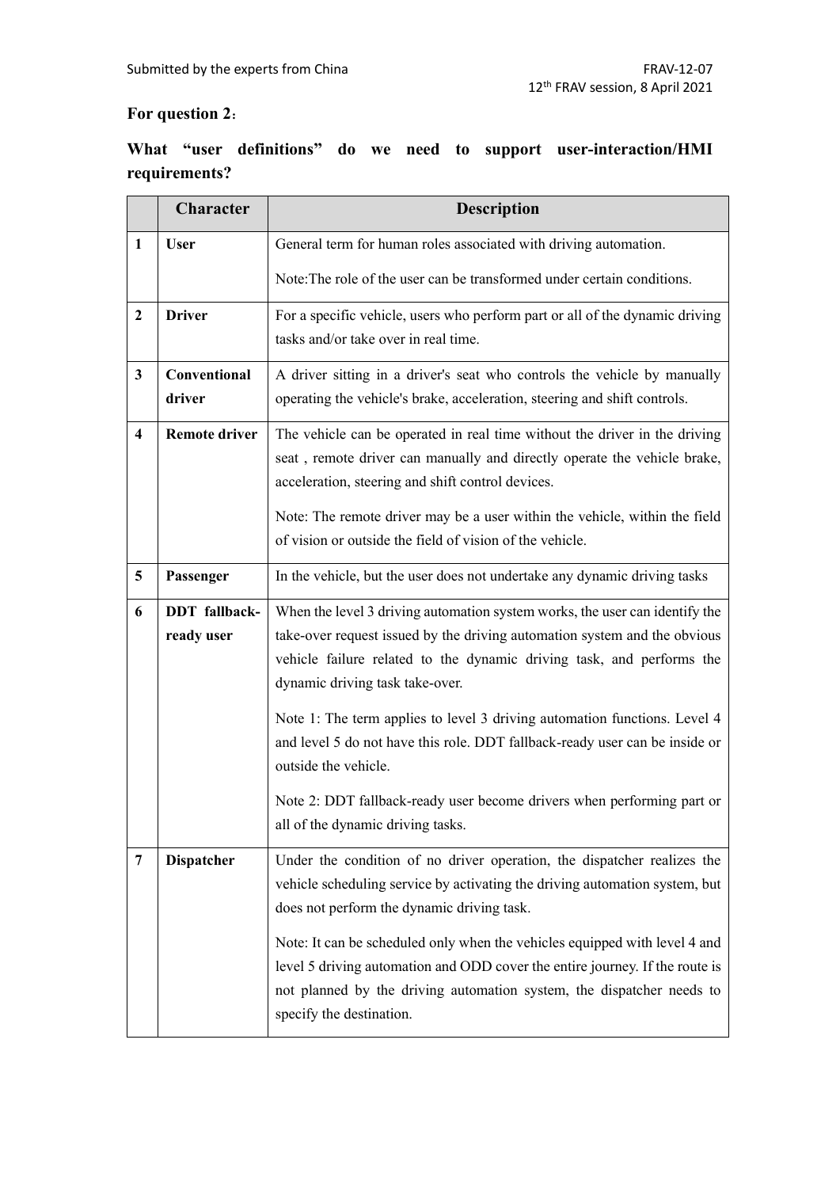**For question 2：**

**What "user definitions" do we need to support user-interaction/HMI requirements?**

| | Character | Description |
|---|---|---|
| **1** | **User** | General term for human roles associated with driving automation.<br><br>Note:The role of the user can be transformed under certain conditions. |
| **2** | **Driver** | For a specific vehicle, users who perform part or all of the dynamic driving tasks and/or take over in real time. |
| **3** | **Conventional driver** | A driver sitting in a driver's seat who controls the vehicle by manually operating the vehicle's brake, acceleration, steering and shift controls. |
| **4** | **Remote driver** | The vehicle can be operated in real time without the driver in the driving seat , remote driver can manually and directly operate the vehicle brake, acceleration, steering and shift control devices.<br><br>Note: The remote driver may be a user within the vehicle, within the field of vision or outside the field of vision of the vehicle. |
| **5** | **Passenger** | In the vehicle, but the user does not undertake any dynamic driving tasks |
| **6** | **DDT fallback-ready user** | When the level 3 driving automation system works, the user can identify the take-over request issued by the driving automation system and the obvious vehicle failure related to the dynamic driving task, and performs the dynamic driving task take-over.<br><br>Note 1: The term applies to level 3 driving automation functions. Level 4 and level 5 do not have this role. DDT fallback-ready user can be inside or outside the vehicle.<br><br>Note 2: DDT fallback-ready user become drivers when performing part or all of the dynamic driving tasks. |
| **7** | **Dispatcher** | Under the condition of no driver operation, the dispatcher realizes the vehicle scheduling service by activating the driving automation system, but does not perform the dynamic driving task.<br><br>Note: It can be scheduled only when the vehicles equipped with level 4 and level 5 driving automation and ODD cover the entire journey. If the route is not planned by the driving automation system, the dispatcher needs to specify the destination. |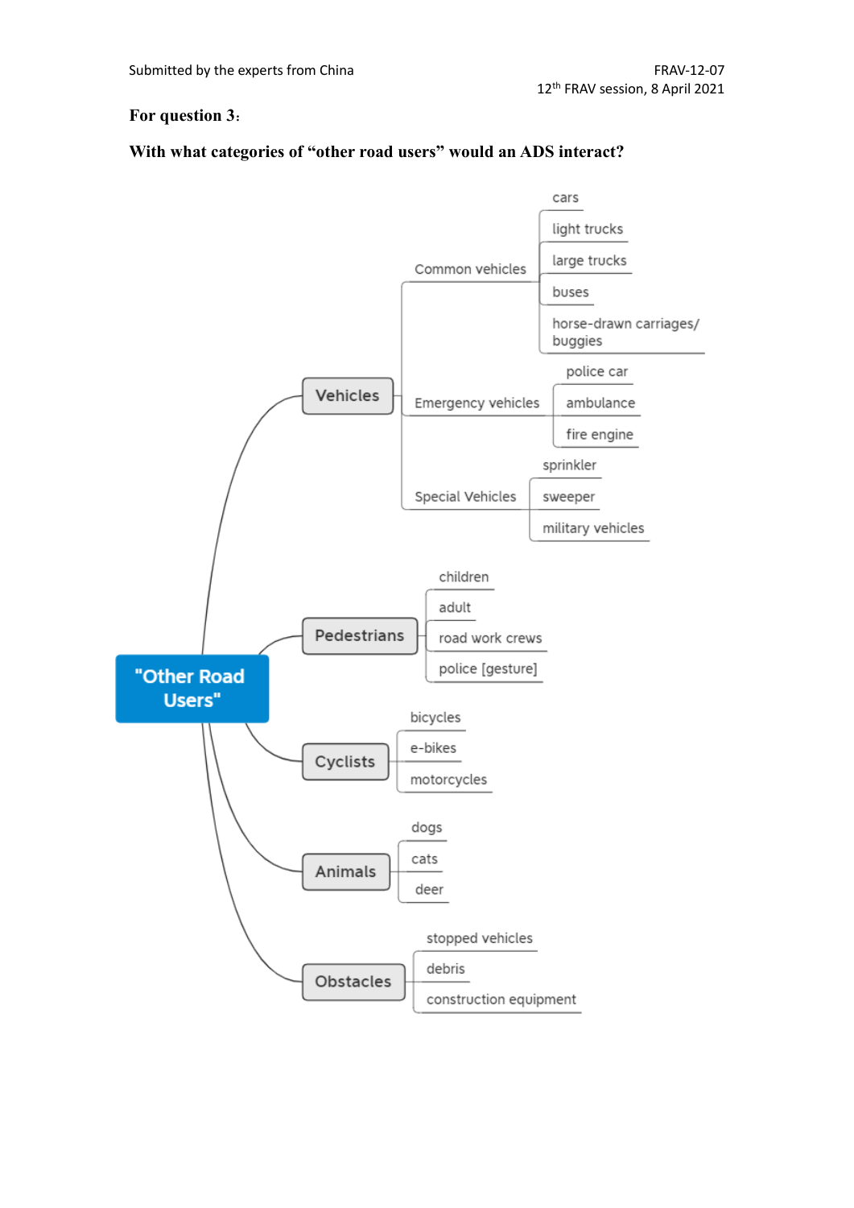**For question 3:**

**With what categories of "other road users" would an ADS interact?**

- "Other Road Users"
  - Vehicles
    - Common vehicles
      - cars
      - light trucks
      - large trucks
      - buses
      - horse-drawn carriages/ buggies
    - Emergency vehicles
      - police car
      - ambulance
      - fire engine
    - Special Vehicles
      - sprinkler
      - sweeper
      - military vehicles
  - Pedestrians
    - children
    - adult
    - road work crews
    - police [gesture]
  - Cyclists
    - bicycles
    - e-bikes
    - motorcycles
  - Animals
    - dogs
    - cats
    - deer
  - Obstacles
    - stopped vehicles
    - debris
    - construction equipment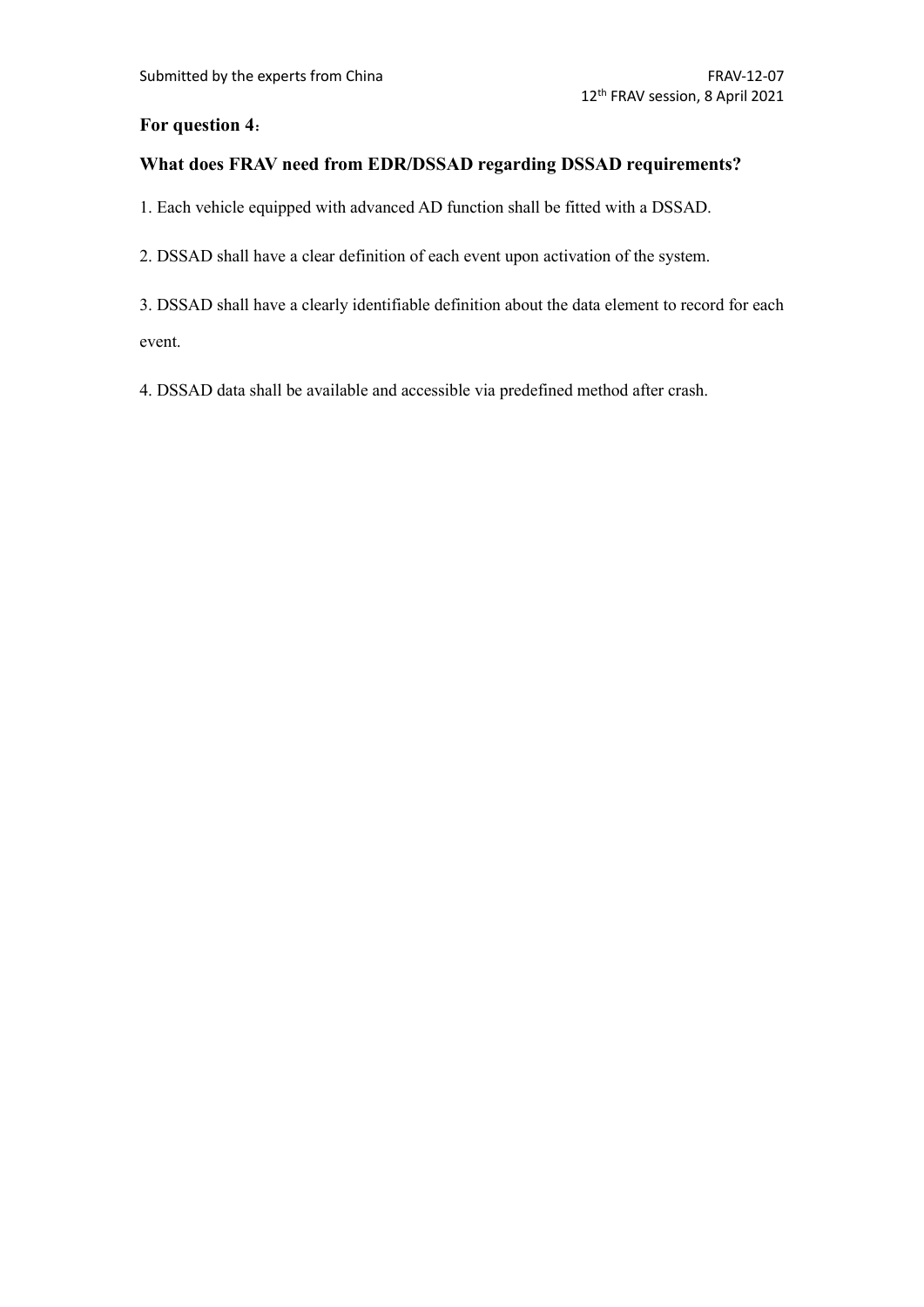**For question 4：**

**What does FRAV need from EDR/DSSAD regarding DSSAD requirements?**

1. Each vehicle equipped with advanced AD function shall be fitted with a DSSAD.

2. DSSAD shall have a clear definition of each event upon activation of the system.

3. DSSAD shall have a clearly identifiable definition about the data element to record for each event.

4. DSSAD data shall be available and accessible via predefined method after crash.